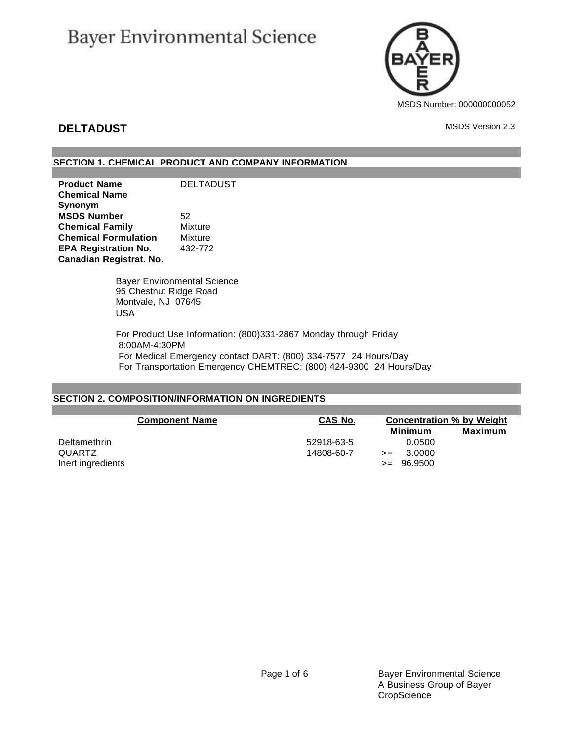Bayer Environmental Science

MSDS Number: 000000000052

# DELTADUST

MSDS Version 2.3

## SECTION 1. CHEMICAL PRODUCT AND COMPANY INFORMATION

| | |
|---|---|
| **Product Name** | DELTADUST |
| **Chemical Name** | |
| **Synonym** | |
| **MSDS Number** | 52 |
| **Chemical Family** | Mixture |
| **Chemical Formulation** | Mixture |
| **EPA Registration No.** | 432-772 |
| **Canadian Registrat. No.** | |

Bayer Environmental Science
95 Chestnut Ridge Road
Montvale, NJ 07645
USA

For Product Use Information: (800)331-2867 Monday through Friday 8:00AM-4:30PM
For Medical Emergency contact DART: (800) 334-7577 24 Hours/Day
For Transportation Emergency CHEMTREC: (800) 424-9300 24 Hours/Day

## SECTION 2. COMPOSITION/INFORMATION ON INGREDIENTS

| Component Name | CAS No. | Concentration % by Weight | |
|---|---|---|---|
| | | **Minimum** | **Maximum** |
| Deltamethrin | 52918-63-5 | 0.0500 | |
| QUARTZ | 14808-60-7 | >= 3.0000 | |
| Inert ingredients | | >= 96.9500 | |

Bayer Environmental Science
A Business Group of Bayer CropScience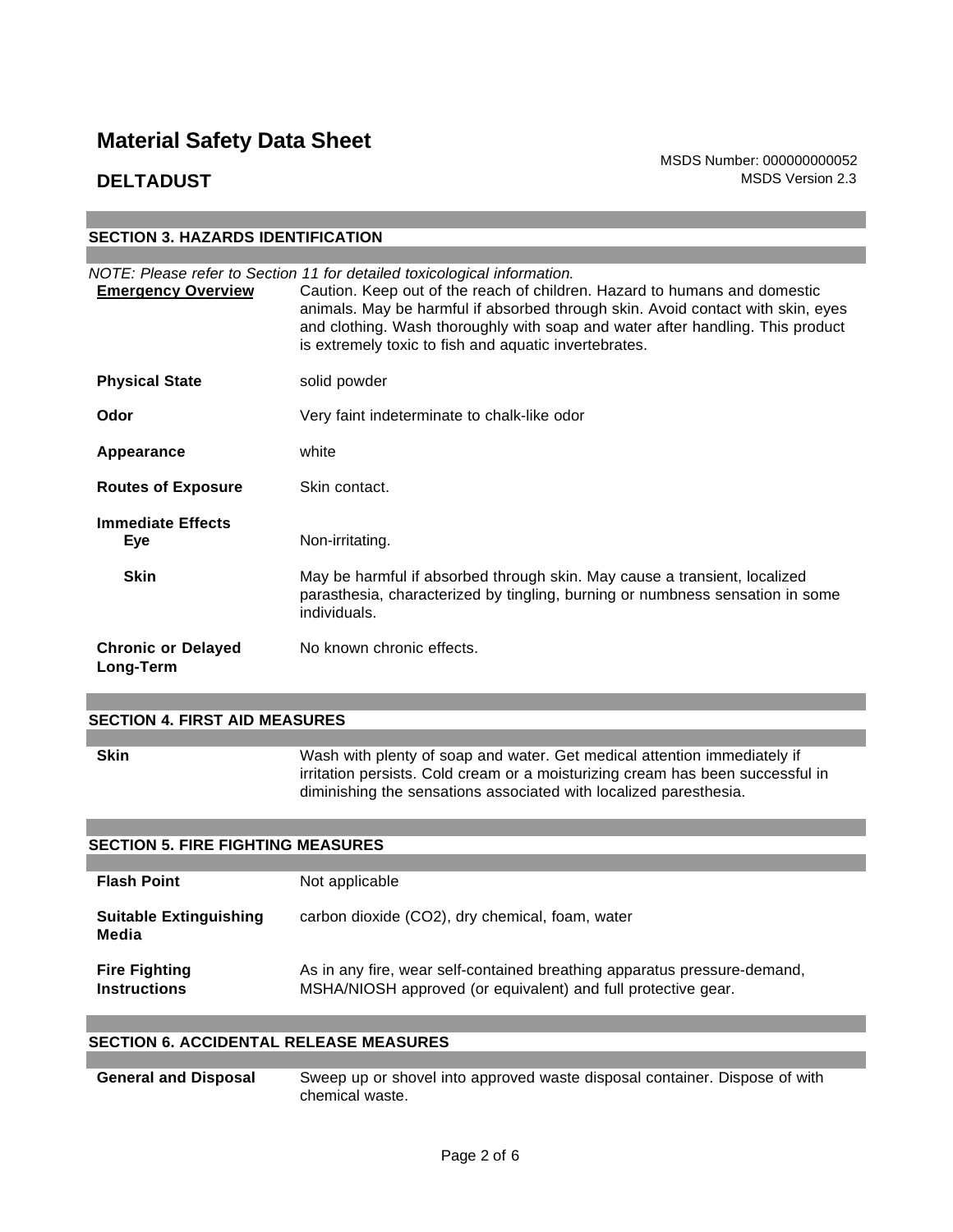# Material Safety Data Sheet

MSDS Number: 000000000052
MSDS Version 2.3

## DELTADUST

## SECTION 3. HAZARDS IDENTIFICATION

*NOTE: Please refer to Section 11 for detailed toxicological information.*

| | |
|---|---|
| **Emergency Overview** | Caution. Keep out of the reach of children. Hazard to humans and domestic animals. May be harmful if absorbed through skin. Avoid contact with skin, eyes and clothing. Wash thoroughly with soap and water after handling. This product is extremely toxic to fish and aquatic invertebrates. |
| **Physical State** | solid powder |
| **Odor** | Very faint indeterminate to chalk-like odor |
| **Appearance** | white |
| **Routes of Exposure** | Skin contact. |
| **Immediate Effects** | |
| **Eye** | Non-irritating. |
| **Skin** | May be harmful if absorbed through skin. May cause a transient, localized parasthesia, characterized by tingling, burning or numbness sensation in some individuals. |
| **Chronic or Delayed Long-Term** | No known chronic effects. |

## SECTION 4. FIRST AID MEASURES

| | |
|---|---|
| **Skin** | Wash with plenty of soap and water. Get medical attention immediately if irritation persists. Cold cream or a moisturizing cream has been successful in diminishing the sensations associated with localized paresthesia. |

## SECTION 5. FIRE FIGHTING MEASURES

| | |
|---|---|
| **Flash Point** | Not applicable |
| **Suitable Extinguishing Media** | carbon dioxide ($CO_2$), dry chemical, foam, water |
| **Fire Fighting Instructions** | As in any fire, wear self-contained breathing apparatus pressure-demand, MSHA/NIOSH approved (or equivalent) and full protective gear. |

## SECTION 6. ACCIDENTAL RELEASE MEASURES

| | |
|---|---|
| **General and Disposal** | Sweep up or shovel into approved waste disposal container. Dispose of with chemical waste. |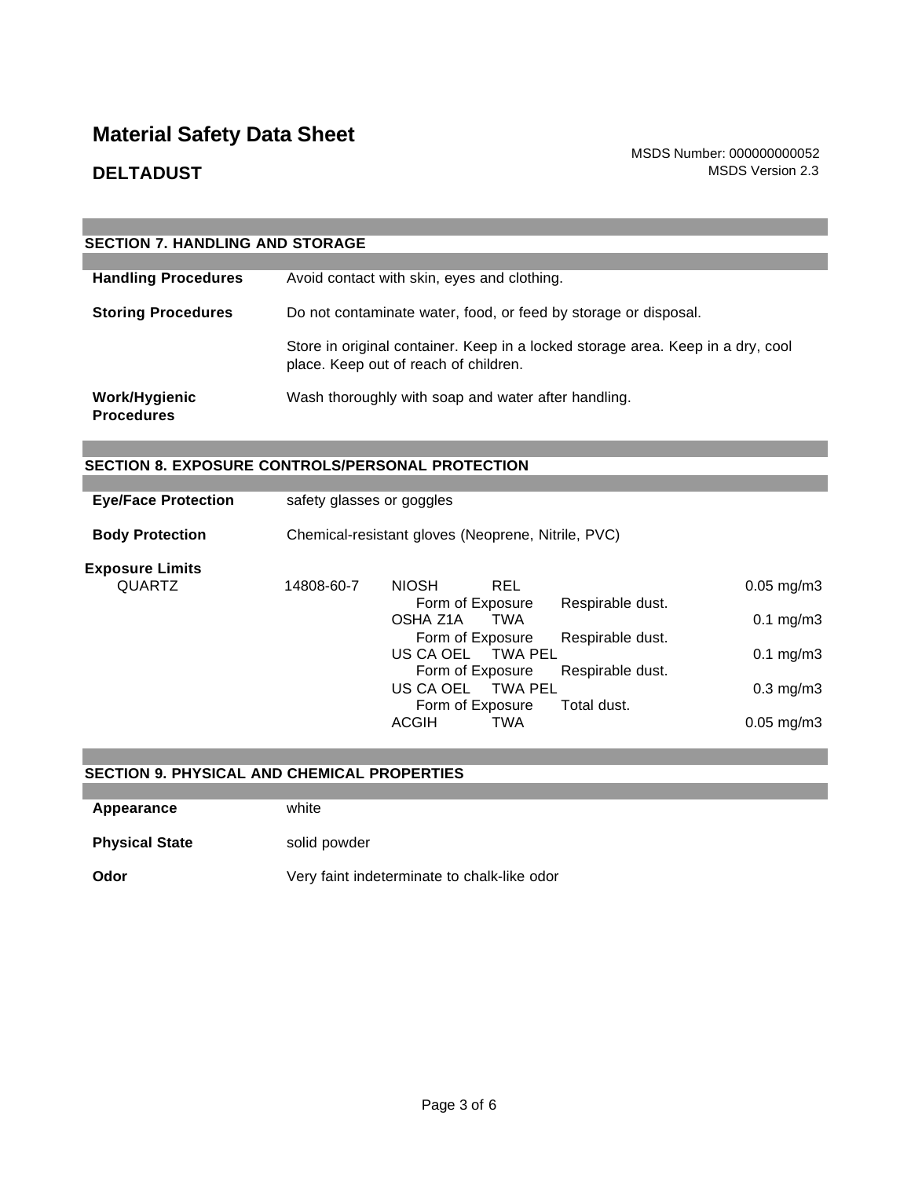# Material Safety Data Sheet

MSDS Number: 000000000052
MSDS Version 2.3

## DELTADUST

## SECTION 7. HANDLING AND STORAGE

**Handling Procedures**
Avoid contact with skin, eyes and clothing.

**Storing Procedures**
Do not contaminate water, food, or feed by storage or disposal.

Store in original container. Keep in a locked storage area. Keep in a dry, cool place. Keep out of reach of children.

**Work/Hygienic Procedures**
Wash thoroughly with soap and water after handling.

## SECTION 8. EXPOSURE CONTROLS/PERSONAL PROTECTION

**Eye/Face Protection**
safety glasses or goggles

**Body Protection**
Chemical-resistant gloves (Neoprene, Nitrile, PVC)

**Exposure Limits**

| Component | CAS No. | Source | Type | Form of Exposure | Value |
|---|---|---|---|---|---|
| QUARTZ | 14808-60-7 | NIOSH | REL | Respirable dust. | 0.05 mg/m3 |
| | | OSHA Z1A | TWA | Respirable dust. | 0.1 mg/m3 |
| | | US CA OEL | TWA PEL | Respirable dust. | 0.1 mg/m3 |
| | | US CA OEL | TWA PEL | Total dust. | 0.3 mg/m3 |
| | | ACGIH | TWA | | 0.05 mg/m3 |

## SECTION 9. PHYSICAL AND CHEMICAL PROPERTIES

**Appearance**
white

**Physical State**
solid powder

**Odor**
Very faint indeterminate to chalk-like odor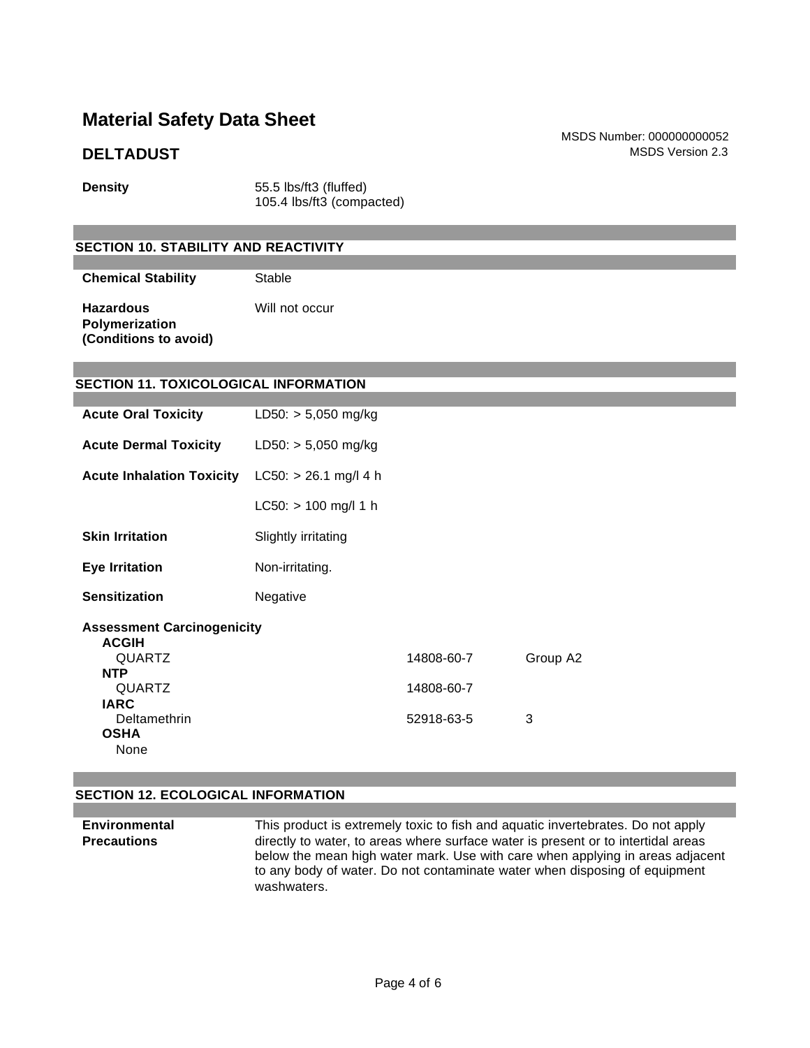**Density** 55.5 lbs/ft3 (fluffed)
105.4 lbs/ft3 (compacted)

## SECTION 10. STABILITY AND REACTIVITY

| | |
|---|---|
| **Chemical Stability** | Stable |
| **Hazardous Polymerization (Conditions to avoid)** | Will not occur |

## SECTION 11. TOXICOLOGICAL INFORMATION

| | |
|---|---|
| **Acute Oral Toxicity** | LD50: > 5,050 mg/kg |
| **Acute Dermal Toxicity** | LD50: > 5,050 mg/kg |
| **Acute Inhalation Toxicity** | LC50: > 26.1 mg/l 4 h |
| | LC50: > 100 mg/l 1 h |
| **Skin Irritation** | Slightly irritating |
| **Eye Irritation** | Non-irritating. |
| **Sensitization** | Negative |

**Assessment Carcinogenicity**

| | | |
|---|---|---|
| **ACGIH** | | |
| QUARTZ | 14808-60-7 | Group A2 |
| **NTP** | | |
| QUARTZ | 14808-60-7 | |
| **IARC** | | |
| Deltamethrin | 52918-63-5 | 3 |
| **OSHA** | | |
| None | | |

## SECTION 12. ECOLOGICAL INFORMATION

**Environmental Precautions** This product is extremely toxic to fish and aquatic invertebrates. Do not apply directly to water, to areas where surface water is present or to intertidal areas below the mean high water mark. Use with care when applying in areas adjacent to any body of water. Do not contaminate water when disposing of equipment washwaters.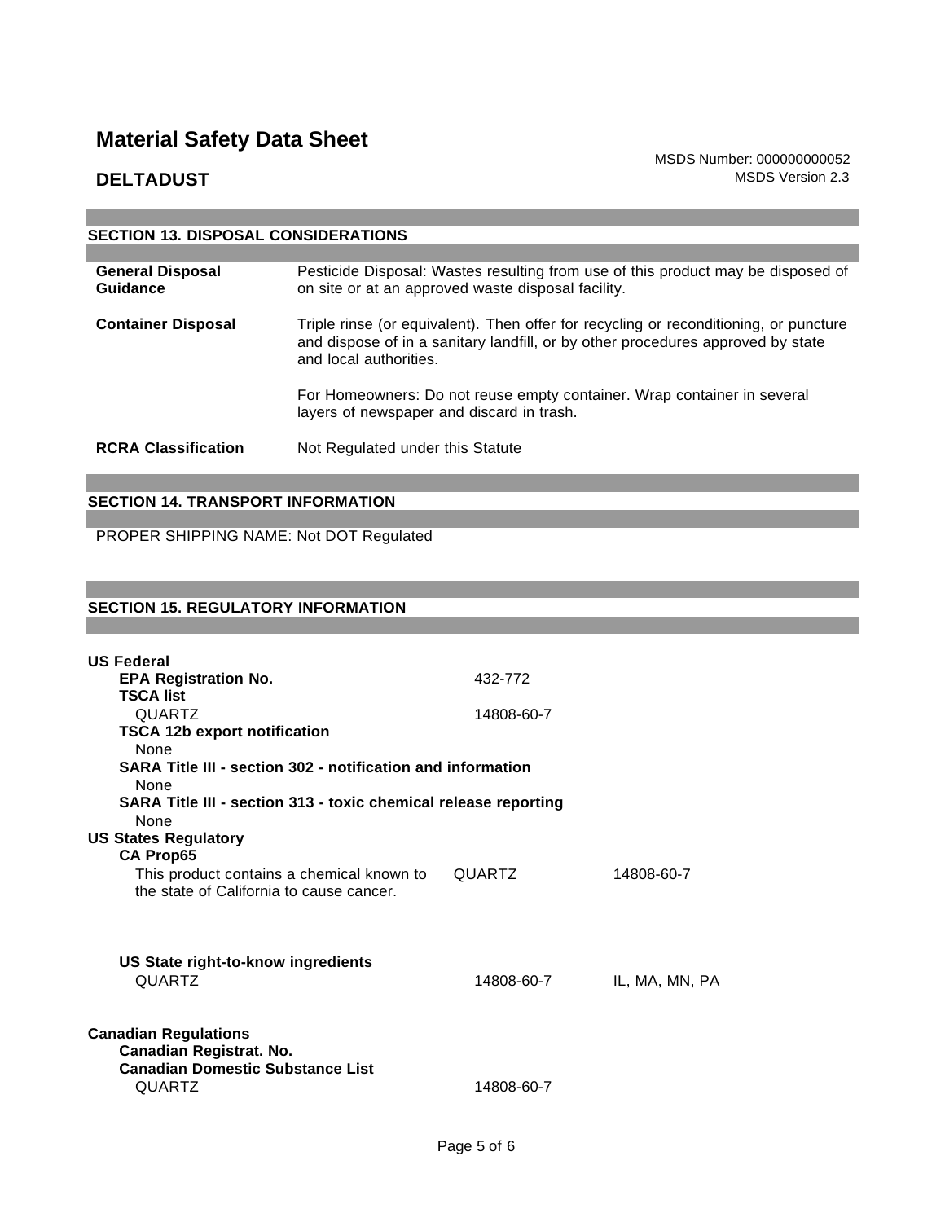# Material Safety Data Sheet

## DELTADUST

MSDS Number: 000000000052
MSDS Version 2.3

## SECTION 13. DISPOSAL CONSIDERATIONS

| | |
|---|---|
| **General Disposal Guidance** | Pesticide Disposal: Wastes resulting from use of this product may be disposed of on site or at an approved waste disposal facility. |
| **Container Disposal** | Triple rinse (or equivalent). Then offer for recycling or reconditioning, or puncture and dispose of in a sanitary landfill, or by other procedures approved by state and local authorities.<br><br>For Homeowners: Do not reuse empty container. Wrap container in several layers of newspaper and discard in trash. |
| **RCRA Classification** | Not Regulated under this Statute |

## SECTION 14. TRANSPORT INFORMATION

PROPER SHIPPING NAME: Not DOT Regulated

## SECTION 15. REGULATORY INFORMATION

**US Federal**

**EPA Registration No.** 432-772

**TSCA list**

| | |
|---|---|
| QUARTZ | 14808-60-7 |

**TSCA 12b export notification**

None

**SARA Title III - section 302 - notification and information**

None

**SARA Title III - section 313 - toxic chemical release reporting**

None

**US States Regulatory**

**CA Prop65**

| | | |
|---|---|---|
| This product contains a chemical known to the state of California to cause cancer. | QUARTZ | 14808-60-7 |

**US State right-to-know ingredients**

| | | |
|---|---|---|
| QUARTZ | 14808-60-7 | IL, MA, MN, PA |

**Canadian Regulations**

**Canadian Registrat. No.**

**Canadian Domestic Substance List**

| | |
|---|---|
| QUARTZ | 14808-60-7 |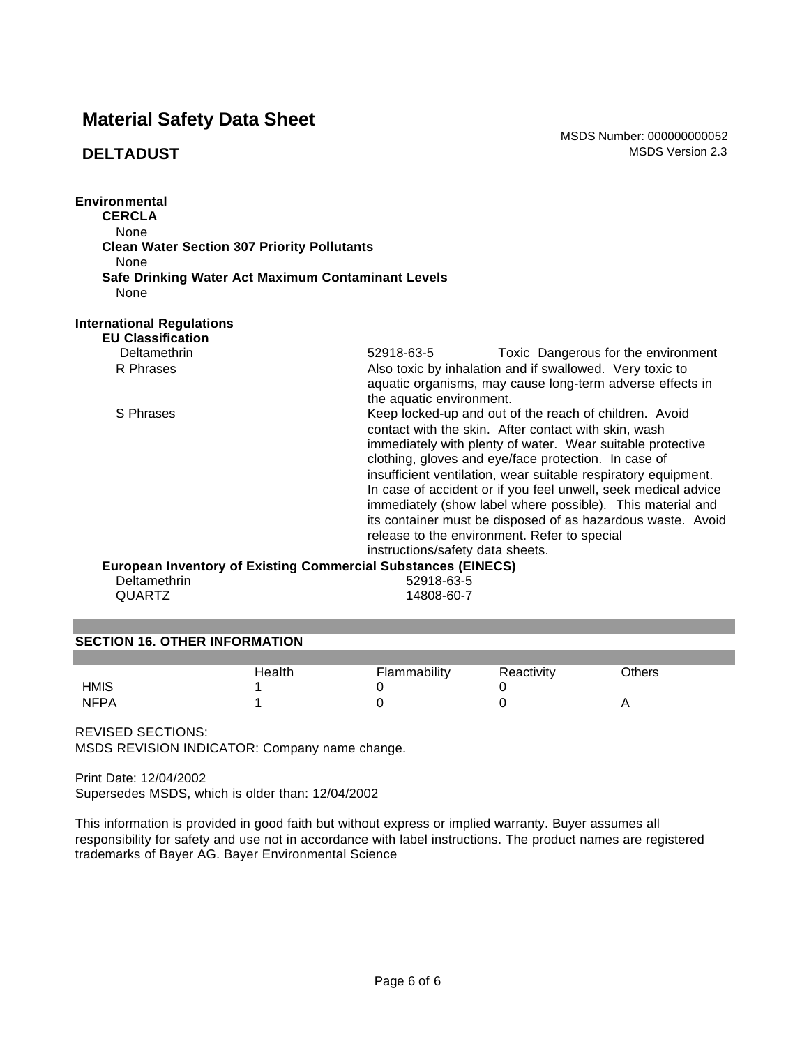# Material Safety Data Sheet

MSDS Number: 000000000052
MSDS Version 2.3

## DELTADUST

**Environmental**

**CERCLA**

None

**Clean Water Section 307 Priority Pollutants**

None

**Safe Drinking Water Act Maximum Contaminant Levels**

None

**International Regulations**

**EU Classification**

| | | |
|---|---|---|
| Deltamethrin | 52918-63-5 | Toxic Dangerous for the environment |
| R Phrases | Also toxic by inhalation and if swallowed. Very toxic to aquatic organisms, may cause long-term adverse effects in the aquatic environment. | |
| S Phrases | Keep locked-up and out of the reach of children. Avoid contact with the skin. After contact with skin, wash immediately with plenty of water. Wear suitable protective clothing, gloves and eye/face protection. In case of insufficient ventilation, wear suitable respiratory equipment. In case of accident or if you feel unwell, seek medical advice immediately (show label where possible). This material and its container must be disposed of as hazardous waste. Avoid release to the environment. Refer to special instructions/safety data sheets. | |

**European Inventory of Existing Commercial Substances (EINECS)**

| | |
|---|---|
| Deltamethrin | 52918-63-5 |
| QUARTZ | 14808-60-7 |

## SECTION 16. OTHER INFORMATION

| | Health | Flammability | Reactivity | Others |
|---|---|---|---|---|
| HMIS | 1 | 0 | 0 | |
| NFPA | 1 | 0 | 0 | A |

REVISED SECTIONS:
MSDS REVISION INDICATOR: Company name change.

Print Date: 12/04/2002
Supersedes MSDS, which is older than: 12/04/2002

This information is provided in good faith but without express or implied warranty. Buyer assumes all responsibility for safety and use not in accordance with label instructions. The product names are registered trademarks of Bayer AG. Bayer Environmental Science